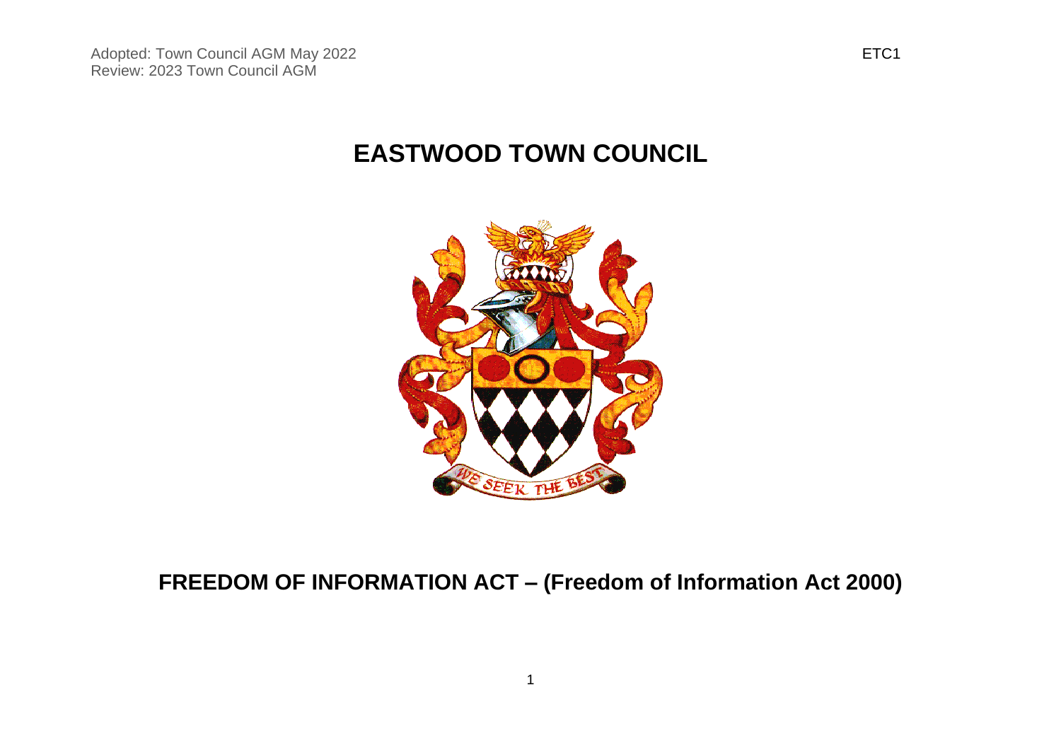Adopted: Town Council AGM May 2022
Review: 2023 Town Council AGM

ETC1

# EASTWOOD TOWN COUNCIL

## FREEDOM OF INFORMATION ACT – (Freedom of Information Act 2000)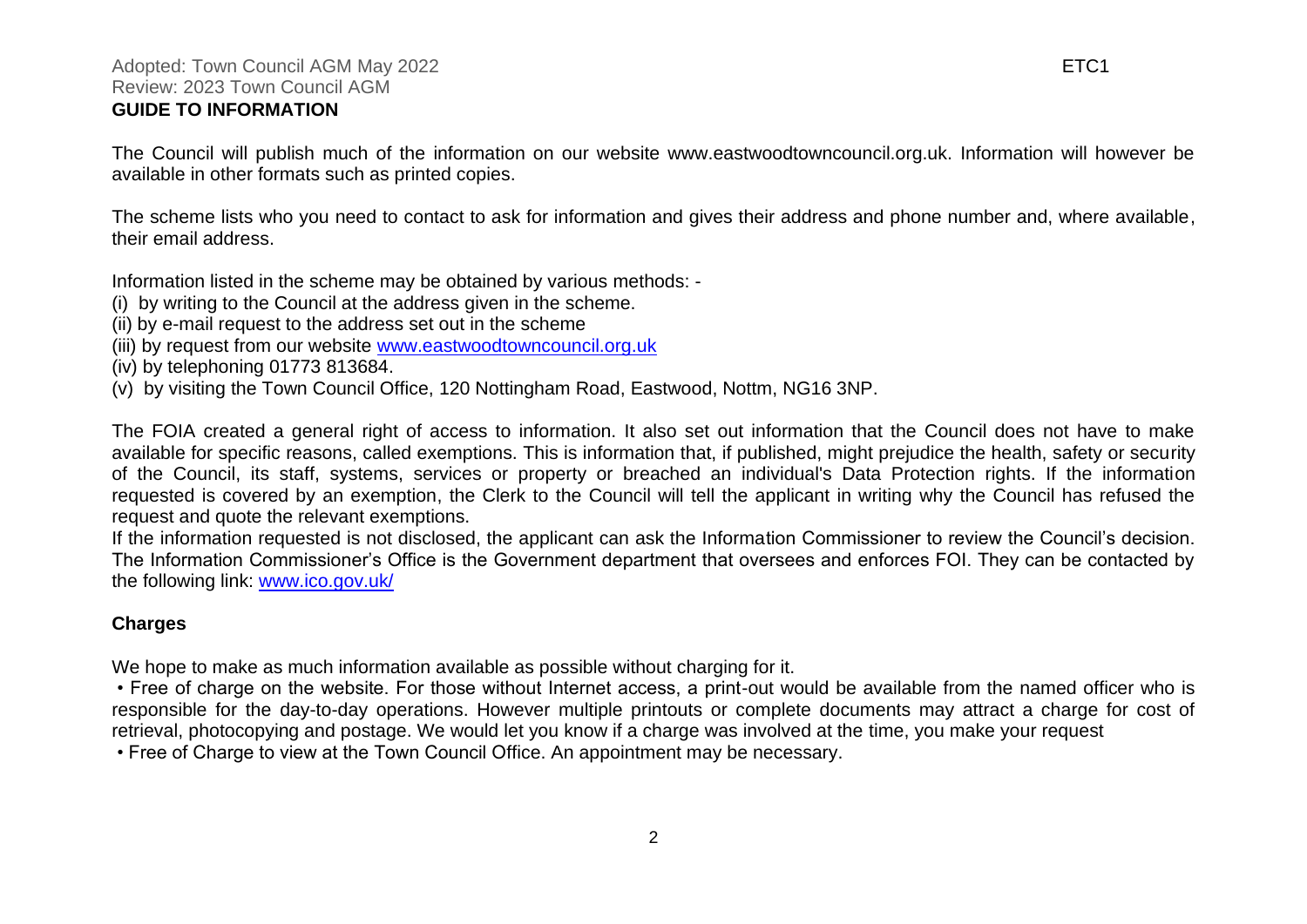Adopted: Town Council AGM May 2022
Review: 2023 Town Council AGM

ETC1

## GUIDE TO INFORMATION

The Council will publish much of the information on our website www.eastwoodtowncouncil.org.uk. Information will however be available in other formats such as printed copies.

The scheme lists who you need to contact to ask for information and gives their address and phone number and, where available, their email address.

Information listed in the scheme may be obtained by various methods: -

(i) by writing to the Council at the address given in the scheme.
(ii) by e-mail request to the address set out in the scheme
(iii) by request from our website [www.eastwoodtowncouncil.org.uk](http://www.eastwoodtowncouncil.org.uk)
(iv) by telephoning 01773 813684.
(v) by visiting the Town Council Office, 120 Nottingham Road, Eastwood, Nottm, NG16 3NP.

The FOIA created a general right of access to information. It also set out information that the Council does not have to make available for specific reasons, called exemptions. This is information that, if published, might prejudice the health, safety or security of the Council, its staff, systems, services or property or breached an individual's Data Protection rights. If the information requested is covered by an exemption, the Clerk to the Council will tell the applicant in writing why the Council has refused the request and quote the relevant exemptions.

If the information requested is not disclosed, the applicant can ask the Information Commissioner to review the Council's decision. The Information Commissioner's Office is the Government department that oversees and enforces FOI. They can be contacted by the following link: [www.ico.gov.uk/](http://www.ico.gov.uk/)

### Charges

We hope to make as much information available as possible without charging for it.

- Free of charge on the website. For those without Internet access, a print-out would be available from the named officer who is responsible for the day-to-day operations. However multiple printouts or complete documents may attract a charge for cost of retrieval, photocopying and postage. We would let you know if a charge was involved at the time, you make your request
- Free of Charge to view at the Town Council Office. An appointment may be necessary.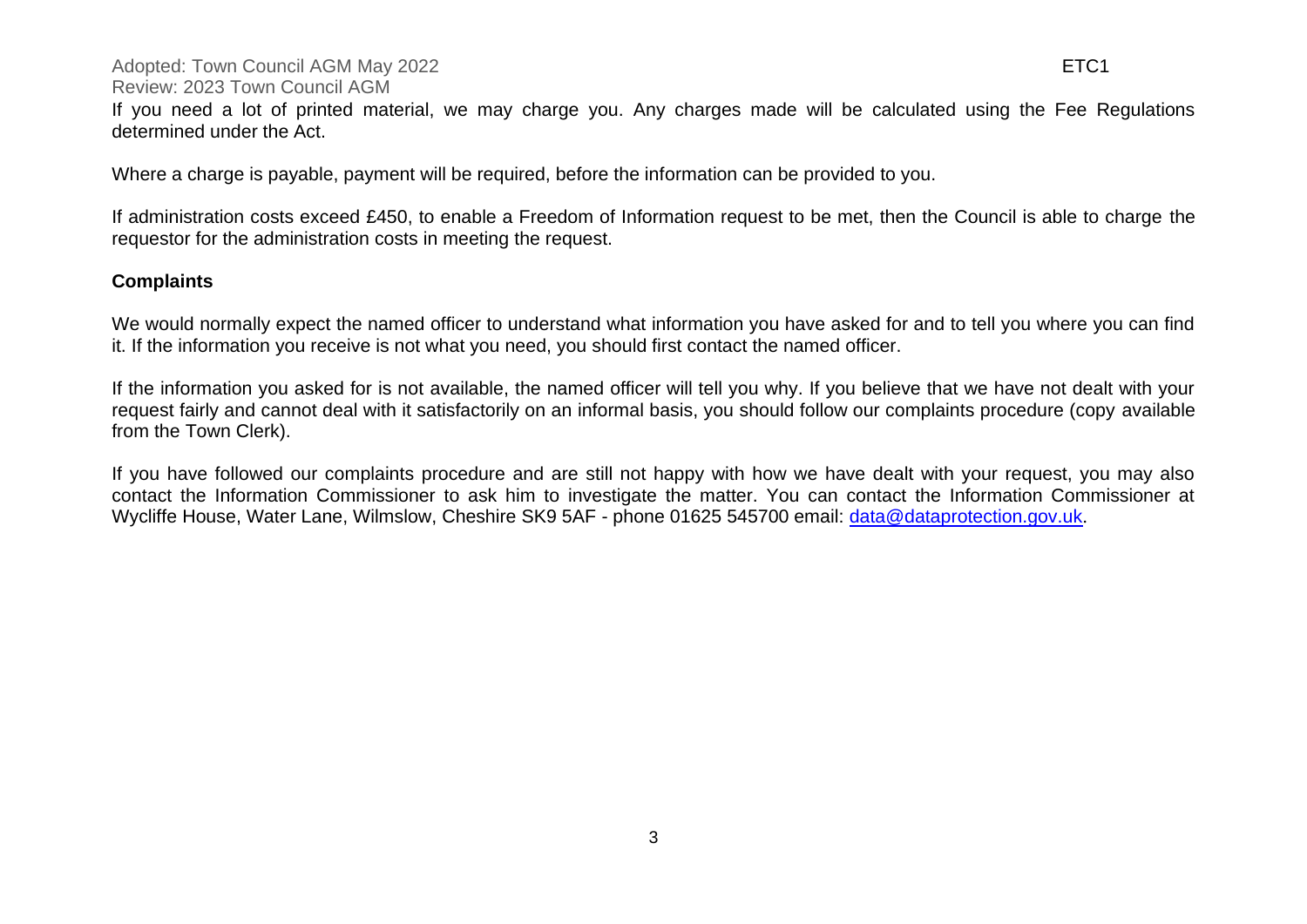If you need a lot of printed material, we may charge you. Any charges made will be calculated using the Fee Regulations determined under the Act.

Where a charge is payable, payment will be required, before the information can be provided to you.

If administration costs exceed £450, to enable a Freedom of Information request to be met, then the Council is able to charge the requestor for the administration costs in meeting the request.

**Complaints**

We would normally expect the named officer to understand what information you have asked for and to tell you where you can find it. If the information you receive is not what you need, you should first contact the named officer.

If the information you asked for is not available, the named officer will tell you why. If you believe that we have not dealt with your request fairly and cannot deal with it satisfactorily on an informal basis, you should follow our complaints procedure (copy available from the Town Clerk).

If you have followed our complaints procedure and are still not happy with how we have dealt with your request, you may also contact the Information Commissioner to ask him to investigate the matter. You can contact the Information Commissioner at Wycliffe House, Water Lane, Wilmslow, Cheshire SK9 5AF - phone 01625 545700 email: [data@dataprotection.gov.uk](mailto:data@dataprotection.gov.uk).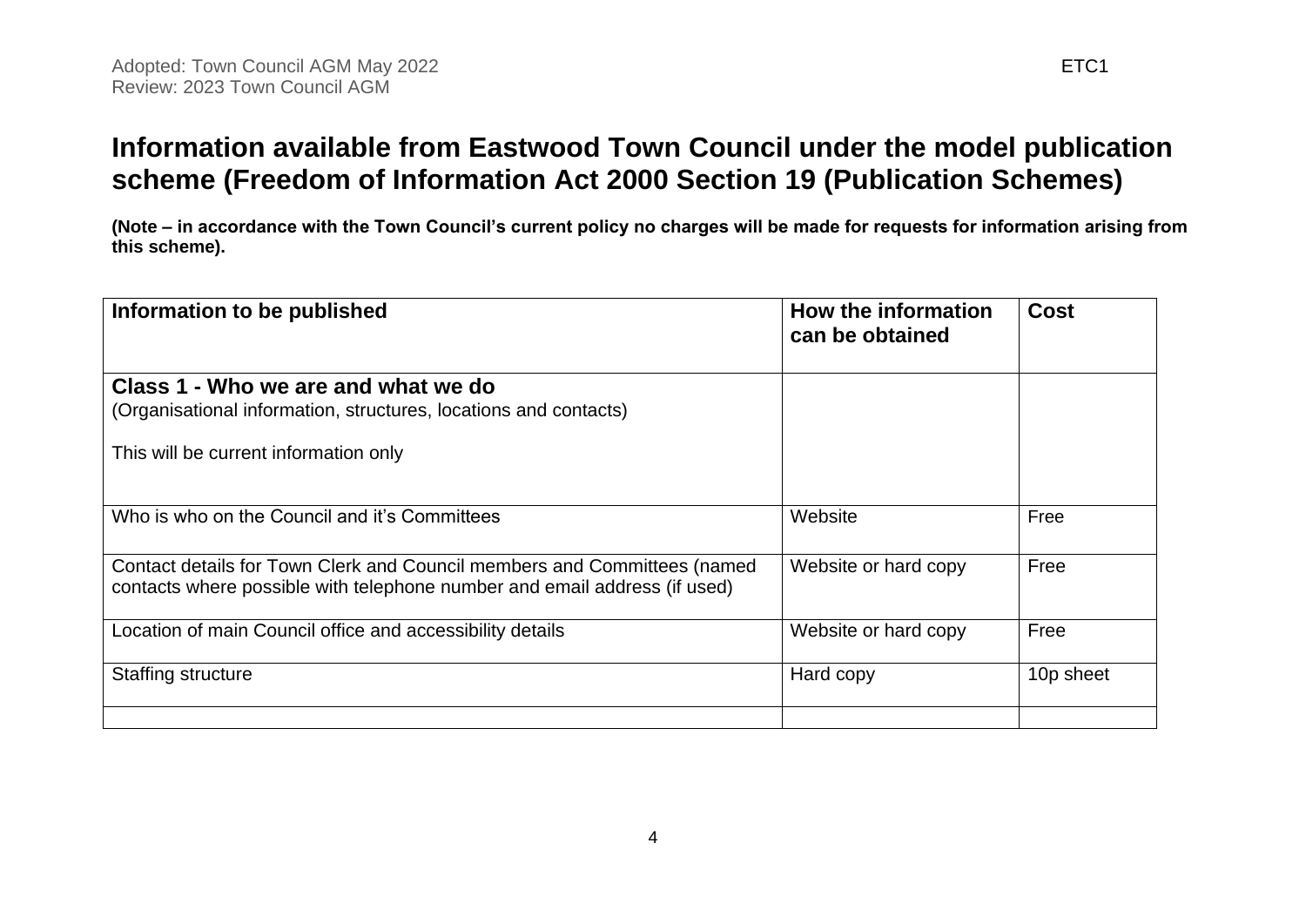Adopted: Town Council AGM May 2022
Review: 2023 Town Council AGM

ETC1

# Information available from Eastwood Town Council under the model publication scheme (Freedom of Information Act 2000 Section 19 (Publication Schemes)

**(Note – in accordance with the Town Council's current policy no charges will be made for requests for information arising from this scheme).**

| Information to be published | How the information can be obtained | Cost |
|---|---|---|
| **Class 1 - Who we are and what we do**<br>(Organisational information, structures, locations and contacts)<br><br>This will be current information only | | |
| Who is who on the Council and it's Committees | Website | Free |
| Contact details for Town Clerk and Council members and Committees (named contacts where possible with telephone number and email address (if used) | Website or hard copy | Free |
| Location of main Council office and accessibility details | Website or hard copy | Free |
| Staffing structure | Hard copy | 10p sheet |
| | | |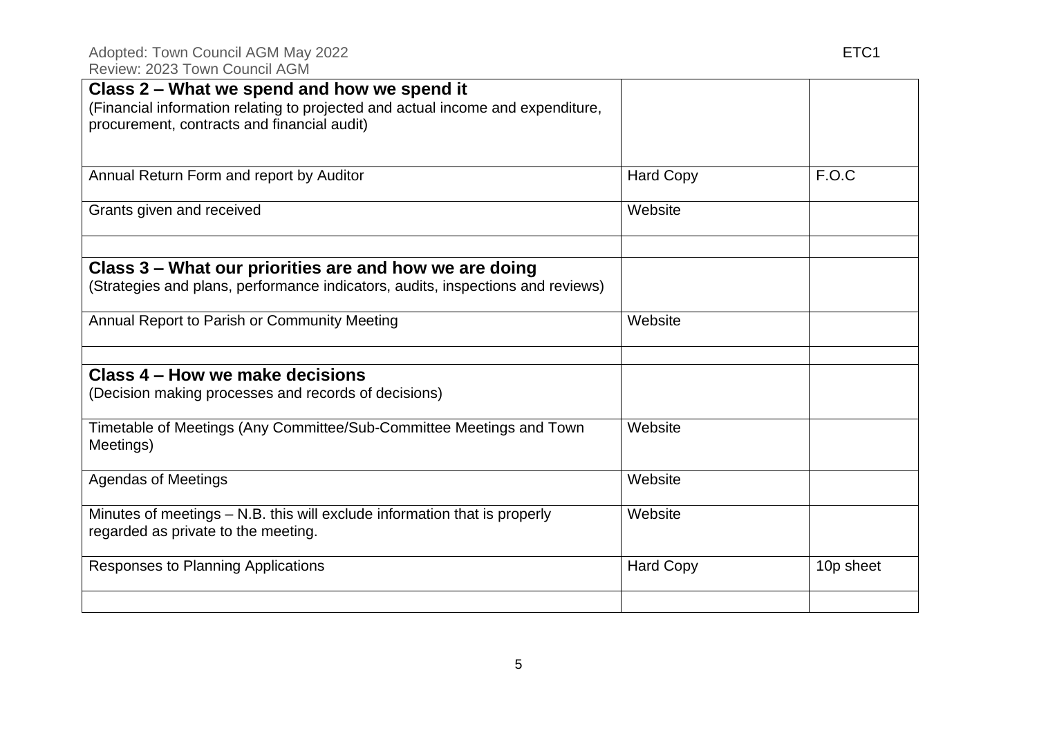| **Class 2 – What we spend and how we spend it**<br>(Financial information relating to projected and actual income and expenditure, procurement, contracts and financial audit) | | |
|---|---|---|
| Annual Return Form and report by Auditor | Hard Copy | F.O.C |
| Grants given and received | Website | |
| | | |
| **Class 3 – What our priorities are and how we are doing**<br>(Strategies and plans, performance indicators, audits, inspections and reviews) | | |
| Annual Report to Parish or Community Meeting | Website | |
| | | |
| **Class 4 – How we make decisions**<br>(Decision making processes and records of decisions) | | |
| Timetable of Meetings (Any Committee/Sub-Committee Meetings and Town Meetings) | Website | |
| Agendas of Meetings | Website | |
| Minutes of meetings – N.B. this will exclude information that is properly regarded as private to the meeting. | Website | |
| Responses to Planning Applications | Hard Copy | 10p sheet |
| | | |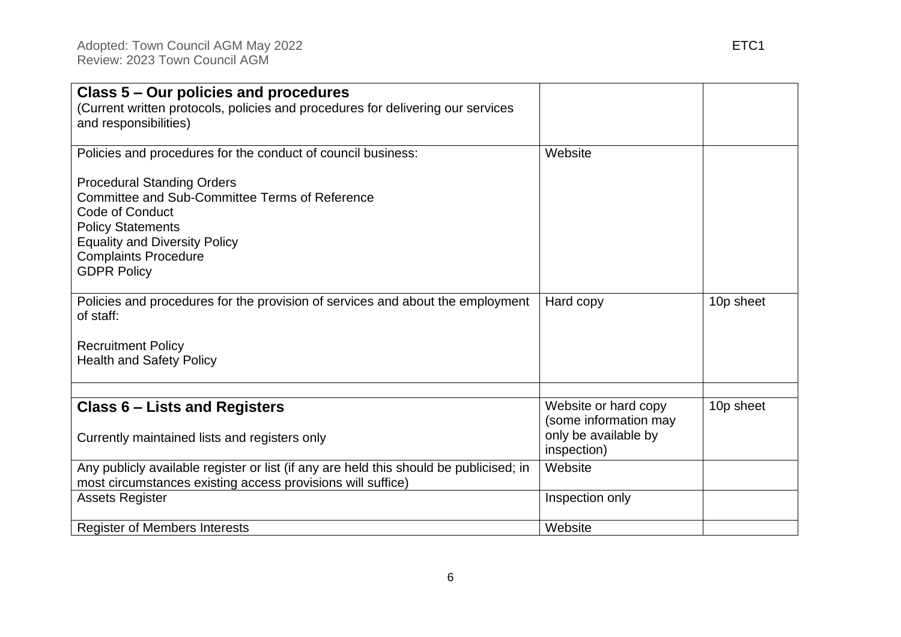| **Class 5 – Our policies and procedures**<br>(Current written protocols, policies and procedures for delivering our services and responsibilities) | | |
|---|---|---|
| Policies and procedures for the conduct of council business:<br><br>Procedural Standing Orders<br>Committee and Sub-Committee Terms of Reference<br>Code of Conduct<br>Policy Statements<br>Equality and Diversity Policy<br>Complaints Procedure<br>GDPR Policy | Website | |
| Policies and procedures for the provision of services and about the employment of staff:<br><br>Recruitment Policy<br>Health and Safety Policy | Hard copy | 10p sheet |
| | | |
| **Class 6 – Lists and Registers**<br><br>Currently maintained lists and registers only | Website or hard copy (some information may only be available by inspection) | 10p sheet |
| Any publicly available register or list (if any are held this should be publicised; in most circumstances existing access provisions will suffice) | Website | |
| Assets Register | Inspection only | |
| Register of Members Interests | Website | |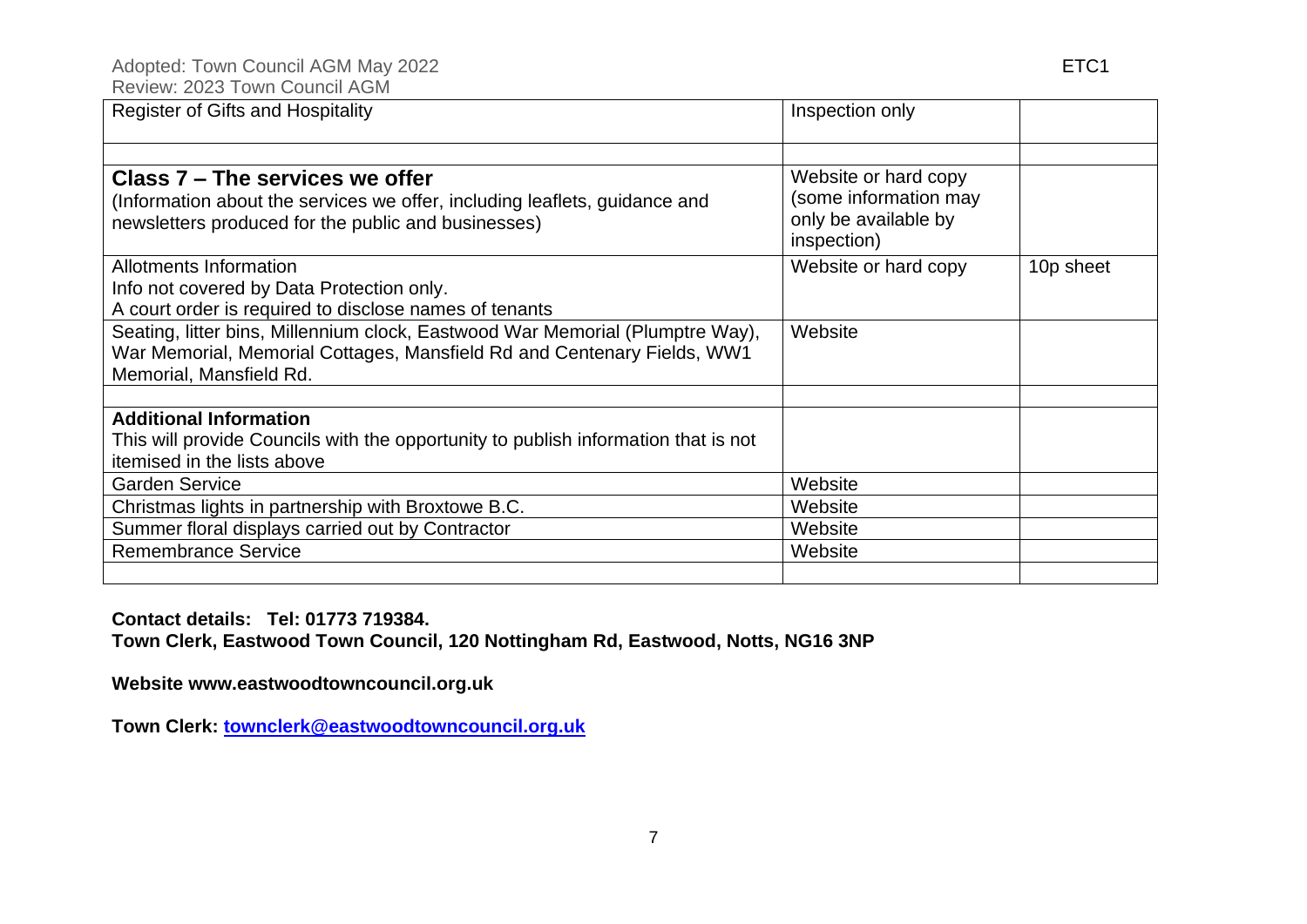| | | |
|---|---|---|
| Register of Gifts and Hospitality | Inspection only | |
| | | |
| **Class 7 – The services we offer**<br>(Information about the services we offer, including leaflets, guidance and newsletters produced for the public and businesses) | Website or hard copy (some information may only be available by inspection) | |
| Allotments Information<br>Info not covered by Data Protection only.<br>A court order is required to disclose names of tenants | Website or hard copy | 10p sheet |
| Seating, litter bins, Millennium clock, Eastwood War Memorial (Plumptre Way), War Memorial, Memorial Cottages, Mansfield Rd and Centenary Fields, WW1 Memorial, Mansfield Rd. | Website | |
| | | |
| **Additional Information**<br>This will provide Councils with the opportunity to publish information that is not itemised in the lists above | | |
| Garden Service | Website | |
| Christmas lights in partnership with Broxtowe B.C. | Website | |
| Summer floral displays carried out by Contractor | Website | |
| Remembrance Service | Website | |
| | | |

**Contact details: Tel: 01773 719384.**
**Town Clerk, Eastwood Town Council, 120 Nottingham Rd, Eastwood, Notts, NG16 3NP**

**Website www.eastwoodtowncouncil.org.uk**

**Town Clerk: townclerk@eastwoodtowncouncil.org.uk**